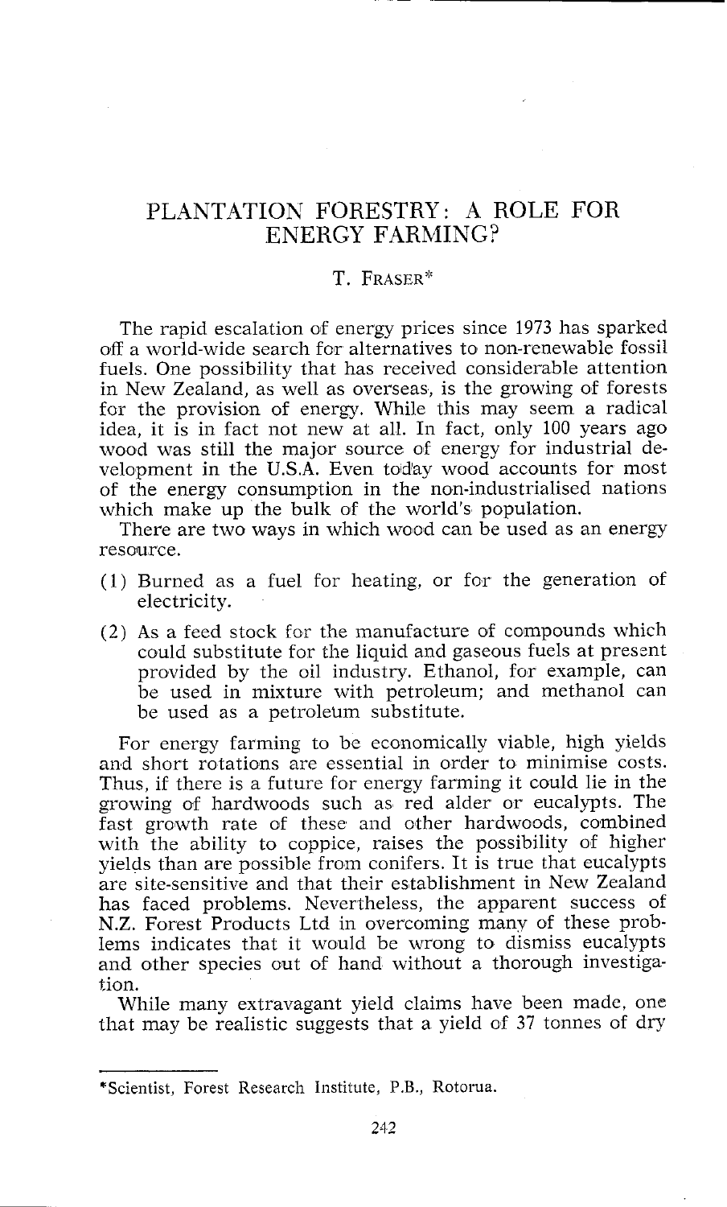# PLANTATION FORESTRY: A ROLE FOR ENERGY FARMING?

T. FRASER*

The rapid escalation of energy prices since 1973 has sparked off a world-wide search for alternatives to non-renewable fossil fuels. One possibility that has received considerable attention in New Zealand, as well as overseas, is the growing of forests for the provision of energy. While this may seem a radical idea, it is in fact not new at all. In fact, only 100 years ago wood was still the major source of energy for industrial development in the U.S.A. Even today wood accounts for most of the energy consumption in the non-industrialised nations which make up the bulk of the world's population.

There are two ways in which wood can be used as an energy resource.

(1) Burned as a fuel for heating, or for the generation of electricity.

(2) As a feed stock for the manufacture of compounds which could substitute for the liquid and gaseous fuels at present provided by the oil industry. Ethanol, for example, can be used in mixture with petroleum; and methanol can be used as a petroleum substitute.

For energy farming to be economically viable, high yields and short rotations are essential in order to minimise costs. Thus, if there is a future for energy farming it could lie in the growing of hardwoods such as red alder or eucalypts. The fast growth rate of these and other hardwoods, combined with the ability to coppice, raises the possibility of higher yields than are possible from conifers. It is true that eucalypts are site-sensitive and that their establishment in New Zealand has faced problems. Nevertheless, the apparent success of N.Z. Forest Products Ltd in overcoming many of these problems indicates that it would be wrong to dismiss eucalypts and other species out of hand without a thorough investigation.

While many extravagant yield claims have been made, one that may be realistic suggests that a yield of 37 tonnes of dry

*Scientist, Forest Research Institute, P.B., Rotorua.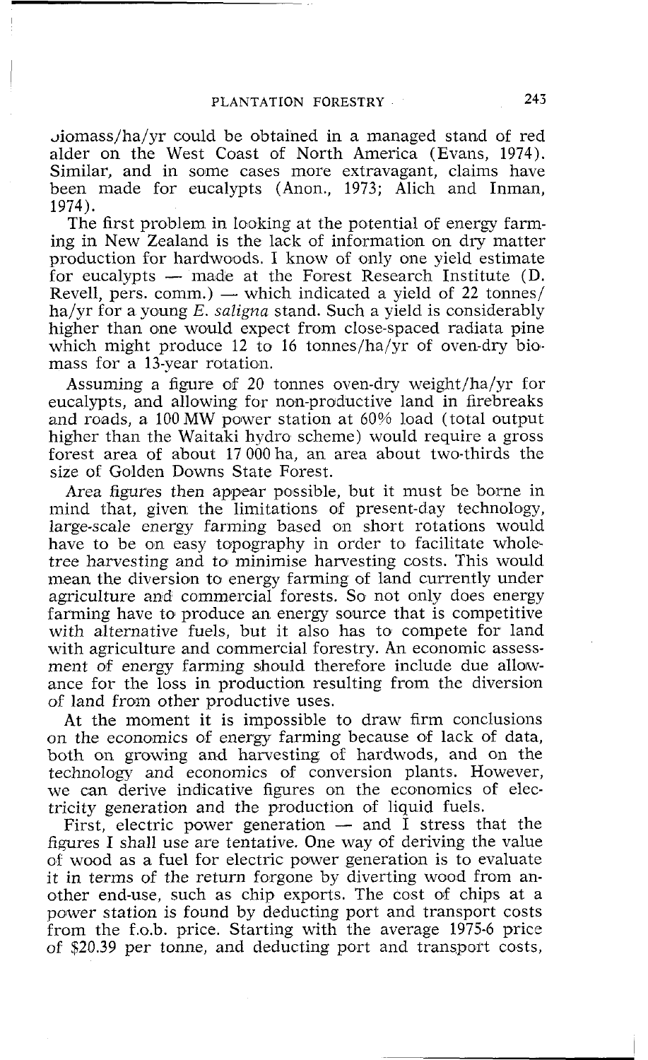biomass/ha/yr could be obtained in a managed stand of red alder on the West Coast of North America (Evans, 1974). Similar, and in some cases more extravagant, claims have been made for eucalypts (Anon., 1973; Alich and Inman, 1974).

The first problem in looking at the potential of energy farming in New Zealand is the lack of information on dry matter production for hardwoods. I know of only one yield estimate for eucalypts — made at the Forest Research Institute (D. Revell, pers. comm.) — which indicated a yield of 22 tonnes/ha/yr for a young *E. saligna* stand. Such a yield is considerably higher than one would expect from close-spaced radiata pine which might produce 12 to 16 tonnes/ha/yr of oven-dry biomass for a 13-year rotation.

Assuming a figure of 20 tonnes oven-dry weight/ha/yr for eucalypts, and allowing for non-productive land in firebreaks and roads, a 100 MW power station at 60% load (total output higher than the Waitaki hydro scheme) would require a gross forest area of about 17 000 ha, an area about two-thirds the size of Golden Downs State Forest.

Area figures then appear possible, but it must be borne in mind that, given the limitations of present-day technology, large-scale energy farming based on short rotations would have to be on easy topography in order to facilitate whole-tree harvesting and to minimise harvesting costs. This would mean the diversion to energy farming of land currently under agriculture and commercial forests. So not only does energy farming have to produce an energy source that is competitive with alternative fuels, but it also has to compete for land with agriculture and commercial forestry. An economic assessment of energy farming should therefore include due allowance for the loss in production resulting from the diversion of land from other productive uses.

At the moment it is impossible to draw firm conclusions on the economics of energy farming because of lack of data, both on growing and harvesting of hardwoods, and on the technology and economics of conversion plants. However, we can derive indicative figures on the economics of electricity generation and the production of liquid fuels.

First, electric power generation — and I stress that the figures I shall use are tentative. One way of deriving the value of wood as a fuel for electric power generation is to evaluate it in terms of the return forgone by diverting wood from another end-use, such as chip exports. The cost of chips at a power station is found by deducting port and transport costs from the f.o.b. price. Starting with the average 1975-6 price of $20.39 per tonne, and deducting port and transport costs,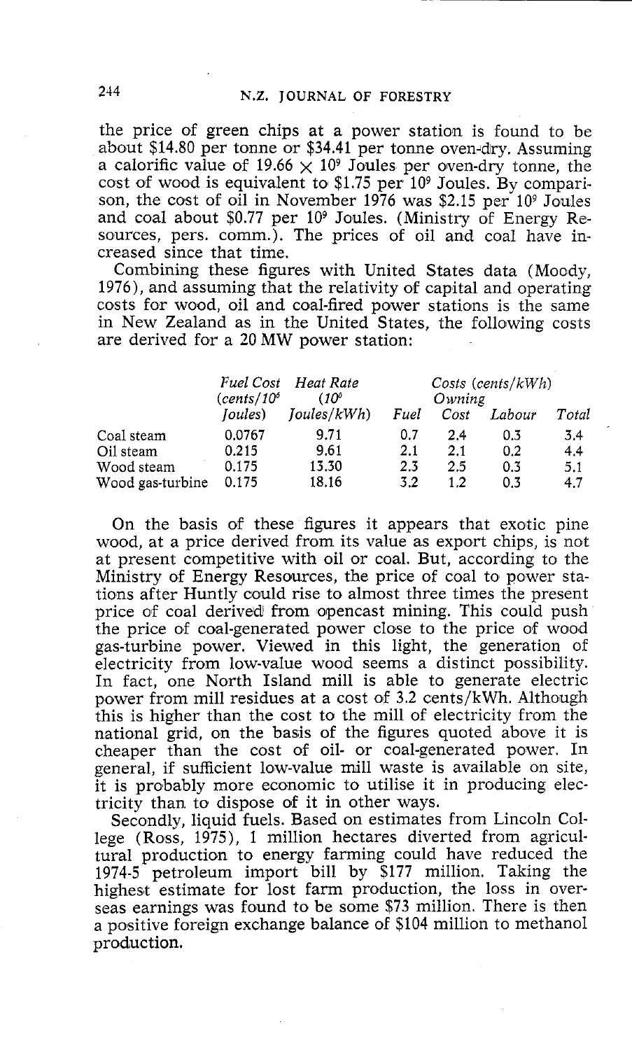the price of green chips at a power station is found to be about $14.80 per tonne or $34.41 per tonne oven-dry. Assuming a calorific value of $19.66 \times 10^9$ Joules per oven-dry tonne, the cost of wood is equivalent to $1.75 per $10^9$ Joules. By comparison, the cost of oil in November 1976 was $2.15 per $10^9$ Joules and coal about $0.77 per $10^9$ Joules. (Ministry of Energy Resources, pers. comm.). The prices of oil and coal have increased since that time.

Combining these figures with United States data (Moody, 1976), and assuming that the relativity of capital and operating costs for wood, oil and coal-fired power stations is the same in New Zealand as in the United States, the following costs are derived for a 20 MW power station:

| | *Fuel Cost* (*cents/$10^6$ Joules*) | *Heat Rate* (*$10^6$ Joules/kWh*) | *Costs (cents/kWh)* | | | |
|---|---|---|---|---|---|---|
| | | | *Fuel* | *Owning Cost* | *Labour* | *Total* |
| Coal steam | 0.0767 | 9.71 | 0.7 | 2.4 | 0.3 | 3.4 |
| Oil steam | 0.215 | 9.61 | 2.1 | 2.1 | 0.2 | 4.4 |
| Wood steam | 0.175 | 13.30 | 2.3 | 2.5 | 0.3 | 5.1 |
| Wood gas-turbine | 0.175 | 18.16 | 3.2 | 1.2 | 0.3 | 4.7 |

On the basis of these figures it appears that exotic pine wood, at a price derived from its value as export chips, is not at present competitive with oil or coal. But, according to the Ministry of Energy Resources, the price of coal to power stations after Huntly could rise to almost three times the present price of coal derived from opencast mining. This could push the price of coal-generated power close to the price of wood gas-turbine power. Viewed in this light, the generation of electricity from low-value wood seems a distinct possibility. In fact, one North Island mill is able to generate electric power from mill residues at a cost of 3.2 cents/kWh. Although this is higher than the cost to the mill of electricity from the national grid, on the basis of the figures quoted above it is cheaper than the cost of oil- or coal-generated power. In general, if sufficient low-value mill waste is available on site, it is probably more economic to utilise it in producing electricity than to dispose of it in other ways.

Secondly, liquid fuels. Based on estimates from Lincoln College (Ross, 1975), 1 million hectares diverted from agricultural production to energy farming could have reduced the 1974-5 petroleum import bill by $177 million. Taking the highest estimate for lost farm production, the loss in overseas earnings was found to be some $73 million. There is then a positive foreign exchange balance of $104 million to methanol production.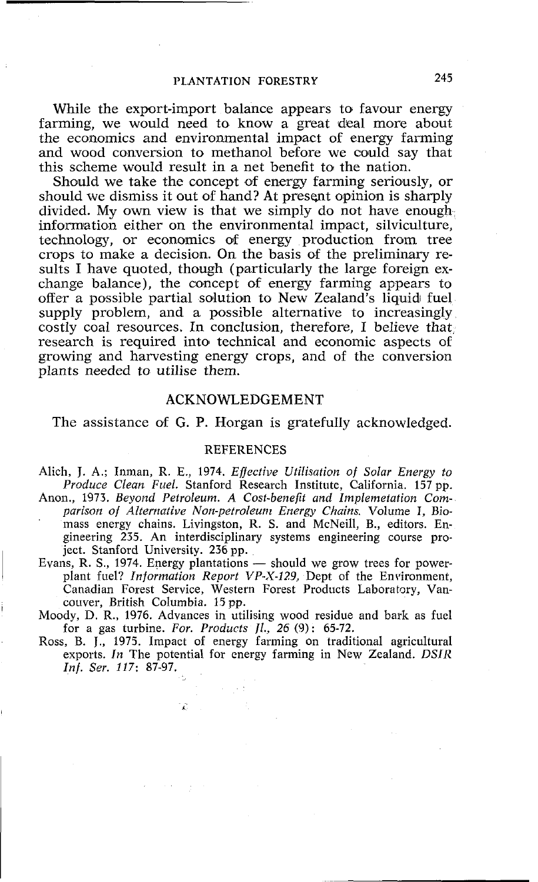While the export-import balance appears to favour energy farming, we would need to know a great deal more about the economics and environmental impact of energy farming and wood conversion to methanol before we could say that this scheme would result in a net benefit to the nation.

Should we take the concept of energy farming seriously, or should we dismiss it out of hand? At present opinion is sharply divided. My own view is that we simply do not have enough information either on the environmental impact, silviculture, technology, or economics of energy production from tree crops to make a decision. On the basis of the preliminary results I have quoted, though (particularly the large foreign exchange balance), the concept of energy farming appears to offer a possible partial solution to New Zealand's liquid fuel supply problem, and a possible alternative to increasingly costly coal resources. In conclusion, therefore, I believe that research is required into technical and economic aspects of growing and harvesting energy crops, and of the conversion plants needed to utilise them.

## ACKNOWLEDGEMENT

The assistance of G. P. Horgan is gratefully acknowledged.

## REFERENCES

Alich, J. A.; Inman, R. E., 1974. *Effective Utilisation of Solar Energy to Produce Clean Fuel.* Stanford Research Institute, California. 157 pp.

Anon., 1973. *Beyond Petroleum. A Cost-benefit and Implemetation Comparison of Alternative Non-petroleum Energy Chains.* Volume I, Biomass energy chains. Livingston, R. S. and McNeill, B., editors. Engineering 235. An interdisciplinary systems engineering course project. Stanford University. 236 pp.

Evans, R. S., 1974. Energy plantations — should we grow trees for powerplant fuel? *Information Report VP-X-129,* Dept of the Environment, Canadian Forest Service, Western Forest Products Laboratory, Vancouver, British Columbia. 15 pp.

Moody, D. R., 1976. Advances in utilising wood residue and bark as fuel for a gas turbine. *For. Products Jl., 26* (9): 65-72.

Ross, B. J., 1975. Impact of energy farming on traditional agricultural exports. *In* The potential for energy farming in New Zealand. *DSIR Inf. Ser. 117*: 87-97.